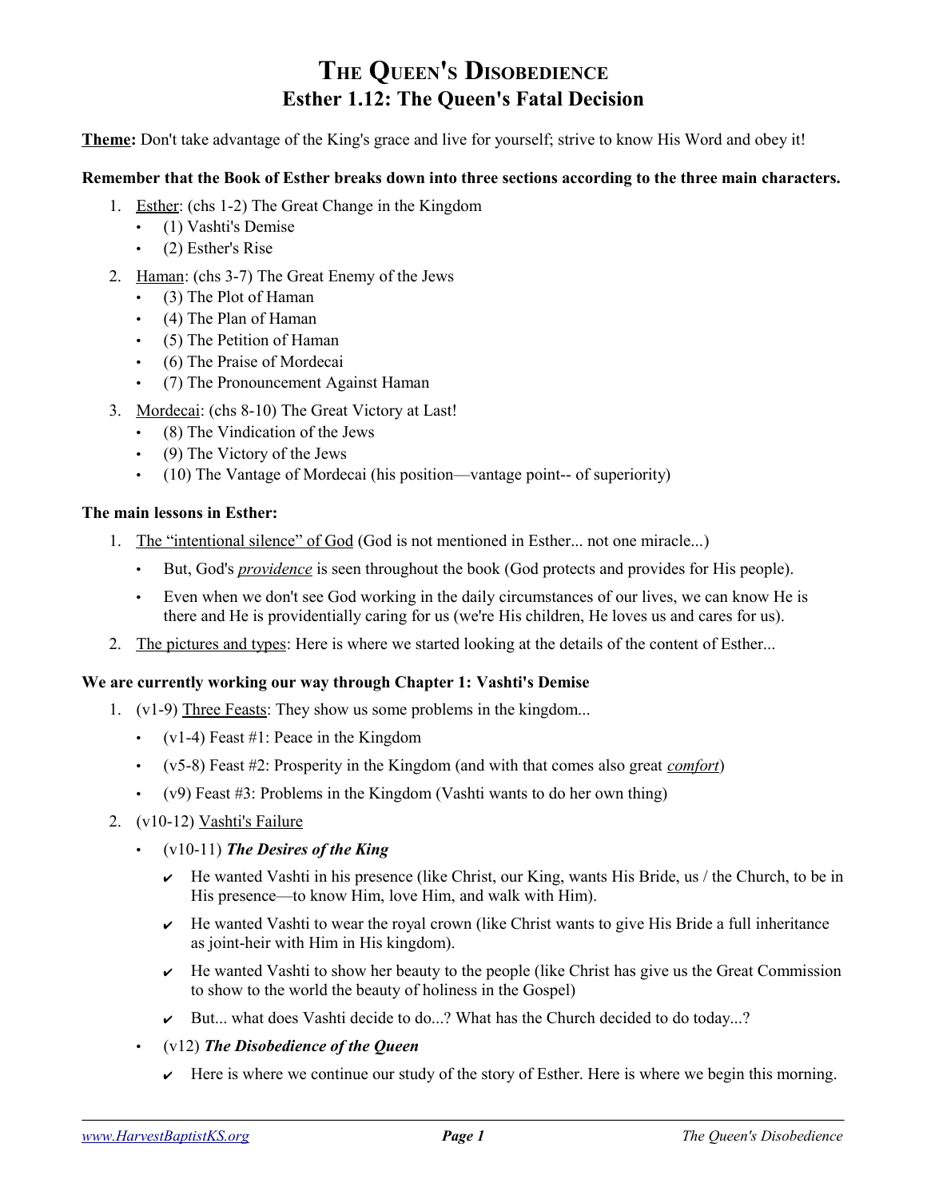# The Queen's Disobedience
## Esther 1.12: The Queen's Fatal Decision

**<u>Theme</u>:** Don't take advantage of the King's grace and live for yourself; strive to know His Word and obey it!

**Remember that the Book of Esther breaks down into three sections according to the three main characters.**

1. <u>Esther</u>: (chs 1-2) The Great Change in the Kingdom
   - (1) Vashti's Demise
   - (2) Esther's Rise
2. <u>Haman</u>: (chs 3-7) The Great Enemy of the Jews
   - (3) The Plot of Haman
   - (4) The Plan of Haman
   - (5) The Petition of Haman
   - (6) The Praise of Mordecai
   - (7) The Pronouncement Against Haman
3. <u>Mordecai</u>: (chs 8-10) The Great Victory at Last!
   - (8) The Vindication of the Jews
   - (9) The Victory of the Jews
   - (10) The Vantage of Mordecai (his position—vantage point-- of superiority)

**The main lessons in Esther:**

1. <u>The "intentional silence" of God</u> (God is not mentioned in Esther... not one miracle...)
   - But, God's <u>*providence*</u> is seen throughout the book (God protects and provides for His people).
   - Even when we don't see God working in the daily circumstances of our lives, we can know He is there and He is providentially caring for us (we're His children, He loves us and cares for us).
2. <u>The pictures and types</u>: Here is where we started looking at the details of the content of Esther...

**We are currently working our way through Chapter 1: Vashti's Demise**

1. (v1-9) <u>Three Feasts</u>: They show us some problems in the kingdom...
   - (v1-4) Feast #1: Peace in the Kingdom
   - (v5-8) Feast #2: Prosperity in the Kingdom (and with that comes also great <u>*comfort*</u>)
   - (v9) Feast #3: Problems in the Kingdom (Vashti wants to do her own thing)
2. (v10-12) <u>Vashti's Failure</u>
   - (v10-11) ***The Desires of the King***
     - ✔ He wanted Vashti in his presence (like Christ, our King, wants His Bride, us / the Church, to be in His presence—to know Him, love Him, and walk with Him).
     - ✔ He wanted Vashti to wear the royal crown (like Christ wants to give His Bride a full inheritance as joint-heir with Him in His kingdom).
     - ✔ He wanted Vashti to show her beauty to the people (like Christ has give us the Great Commission to show to the world the beauty of holiness in the Gospel)
     - ✔ But... what does Vashti decide to do...? What has the Church decided to do today...?
   - (v12) ***The Disobedience of the Queen***
     - ✔ Here is where we continue our study of the story of Esther. Here is where we begin this morning.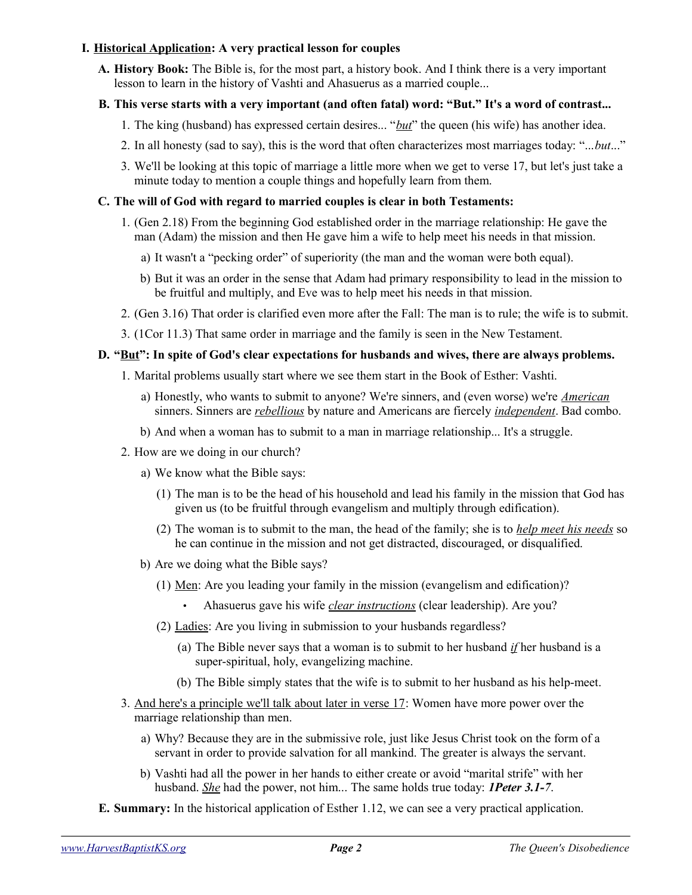## I. <u>Historical Application</u>: A very practical lesson for couples

**A. History Book:** The Bible is, for the most part, a history book. And I think there is a very important lesson to learn in the history of Vashti and Ahasuerus as a married couple...

**B. This verse starts with a very important (and often fatal) word: "But." It's a word of contrast...**

1. The king (husband) has expressed certain desires... "***<u>but</u>***" the queen (his wife) has another idea.
2. In all honesty (sad to say), this is the word that often characterizes most marriages today: "*...but...*"
3. We'll be looking at this topic of marriage a little more when we get to verse 17, but let's just take a minute today to mention a couple things and hopefully learn from them.

**C. The will of God with regard to married couples is clear in both Testaments:**

1. (Gen 2.18) From the beginning God established order in the marriage relationship: He gave the man (Adam) the mission and then He gave him a wife to help meet his needs in that mission.
   - a) It wasn't a "pecking order" of superiority (the man and the woman were both equal).
   - b) But it was an order in the sense that Adam had primary responsibility to lead in the mission to be fruitful and multiply, and Eve was to help meet his needs in that mission.
2. (Gen 3.16) That order is clarified even more after the Fall: The man is to rule; the wife is to submit.
3. (1Cor 11.3) That same order in marriage and the family is seen in the New Testament.

**D. "<u>But</u>": In spite of God's clear expectations for husbands and wives, there are always problems.**

1. Marital problems usually start where we see them start in the Book of Esther: Vashti.
   - a) Honestly, who wants to submit to anyone? We're sinners, and (even worse) we're *<u>American</u>* sinners. Sinners are *<u>rebellious</u>* by nature and Americans are fiercely *<u>independent</u>*. Bad combo.
   - b) And when a woman has to submit to a man in marriage relationship... It's a struggle.
2. How are we doing in our church?
   - a) We know what the Bible says:
     - (1) The man is to be the head of his household and lead his family in the mission that God has given us (to be fruitful through evangelism and multiply through edification).
     - (2) The woman is to submit to the man, the head of the family; she is to *<u>help meet his needs</u>* so he can continue in the mission and not get distracted, discouraged, or disqualified.
   - b) Are we doing what the Bible says?
     - (1) <u>Men</u>: Are you leading your family in the mission (evangelism and edification)?
       - Ahasuerus gave his wife *<u>clear instructions</u>* (clear leadership). Are you?
     - (2) <u>Ladies</u>: Are you living in submission to your husbands regardless?
       - (a) The Bible never says that a woman is to submit to her husband *<u>if</u>* her husband is a super-spiritual, holy, evangelizing machine.
       - (b) The Bible simply states that the wife is to submit to her husband as his help-meet.
3. <u>And here's a principle we'll talk about later in verse 17</u>: Women have more power over the marriage relationship than men.
   - a) Why? Because they are in the submissive role, just like Jesus Christ took on the form of a servant in order to provide salvation for all mankind. The greater is always the servant.
   - b) Vashti had all the power in her hands to either create or avoid "marital strife" with her husband. *<u>She</u>* had the power, not him... The same holds true today: ***1Peter 3.1-7***.

**E. Summary:** In the historical application of Esther 1.12, we can see a very practical application.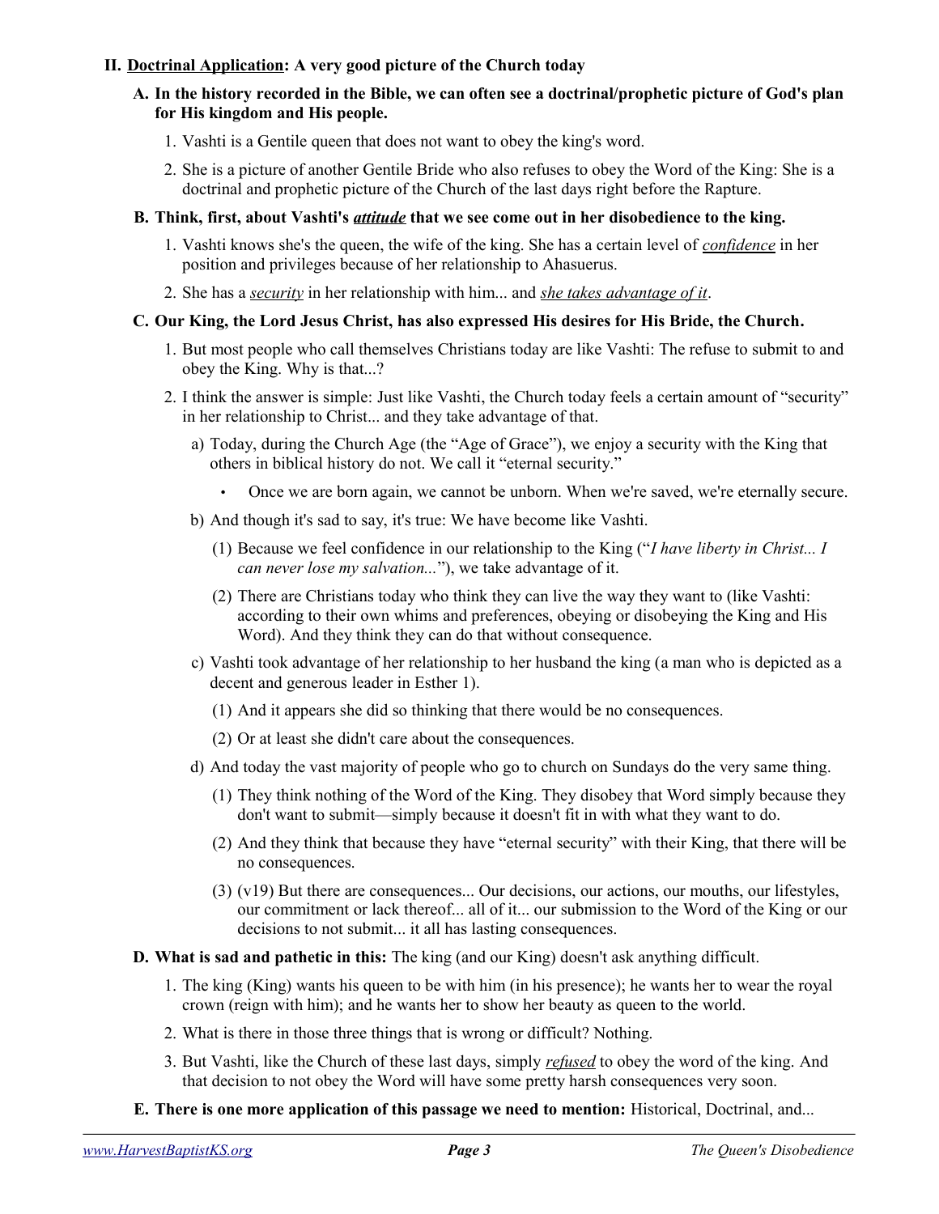## II. <u>Doctrinal Application</u>: A very good picture of the Church today

### A. In the history recorded in the Bible, we can often see a doctrinal/prophetic picture of God's plan for His kingdom and His people.

1. Vashti is a Gentile queen that does not want to obey the king's word.
2. She is a picture of another Gentile Bride who also refuses to obey the Word of the King: She is a doctrinal and prophetic picture of the Church of the last days right before the Rapture.

### B. Think, first, about Vashti's <u>*attitude*</u> that we see come out in her disobedience to the king.

1. Vashti knows she's the queen, the wife of the king. She has a certain level of <u>*confidence*</u> in her position and privileges because of her relationship to Ahasuerus.
2. She has a <u>*security*</u> in her relationship with him... and <u>*she takes advantage of it*</u>.

### C. Our King, the Lord Jesus Christ, has also expressed His desires for His Bride, the Church.

1. But most people who call themselves Christians today are like Vashti: The refuse to submit to and obey the King. Why is that...?
2. I think the answer is simple: Just like Vashti, the Church today feels a certain amount of "security" in her relationship to Christ... and they take advantage of that.
   a) Today, during the Church Age (the "Age of Grace"), we enjoy a security with the King that others in biblical history do not. We call it "eternal security."
      - Once we are born again, we cannot be unborn. When we're saved, we're eternally secure.

   b) And though it's sad to say, it's true: We have become like Vashti.
      (1) Because we feel confidence in our relationship to the King ("*I have liberty in Christ... I can never lose my salvation...*"), we take advantage of it.
      (2) There are Christians today who think they can live the way they want to (like Vashti: according to their own whims and preferences, obeying or disobeying the King and His Word). And they think they can do that without consequence.

   c) Vashti took advantage of her relationship to her husband the king (a man who is depicted as a decent and generous leader in Esther 1).
      (1) And it appears she did so thinking that there would be no consequences.
      (2) Or at least she didn't care about the consequences.

   d) And today the vast majority of people who go to church on Sundays do the very same thing.
      (1) They think nothing of the Word of the King. They disobey that Word simply because they don't want to submit—simply because it doesn't fit in with what they want to do.
      (2) And they think that because they have "eternal security" with their King, that there will be no consequences.
      (3) (v19) But there are consequences... Our decisions, our actions, our mouths, our lifestyles, our commitment or lack thereof... all of it... our submission to the Word of the King or our decisions to not submit... it all has lasting consequences.

### D. What is sad and pathetic in this: The king (and our King) doesn't ask anything difficult.

1. The king (King) wants his queen to be with him (in his presence); he wants her to wear the royal crown (reign with him); and he wants her to show her beauty as queen to the world.
2. What is there in those three things that is wrong or difficult? Nothing.
3. But Vashti, like the Church of these last days, simply <u>*refused*</u> to obey the word of the king. And that decision to not obey the Word will have some pretty harsh consequences very soon.

### E. There is one more application of this passage we need to mention: Historical, Doctrinal, and...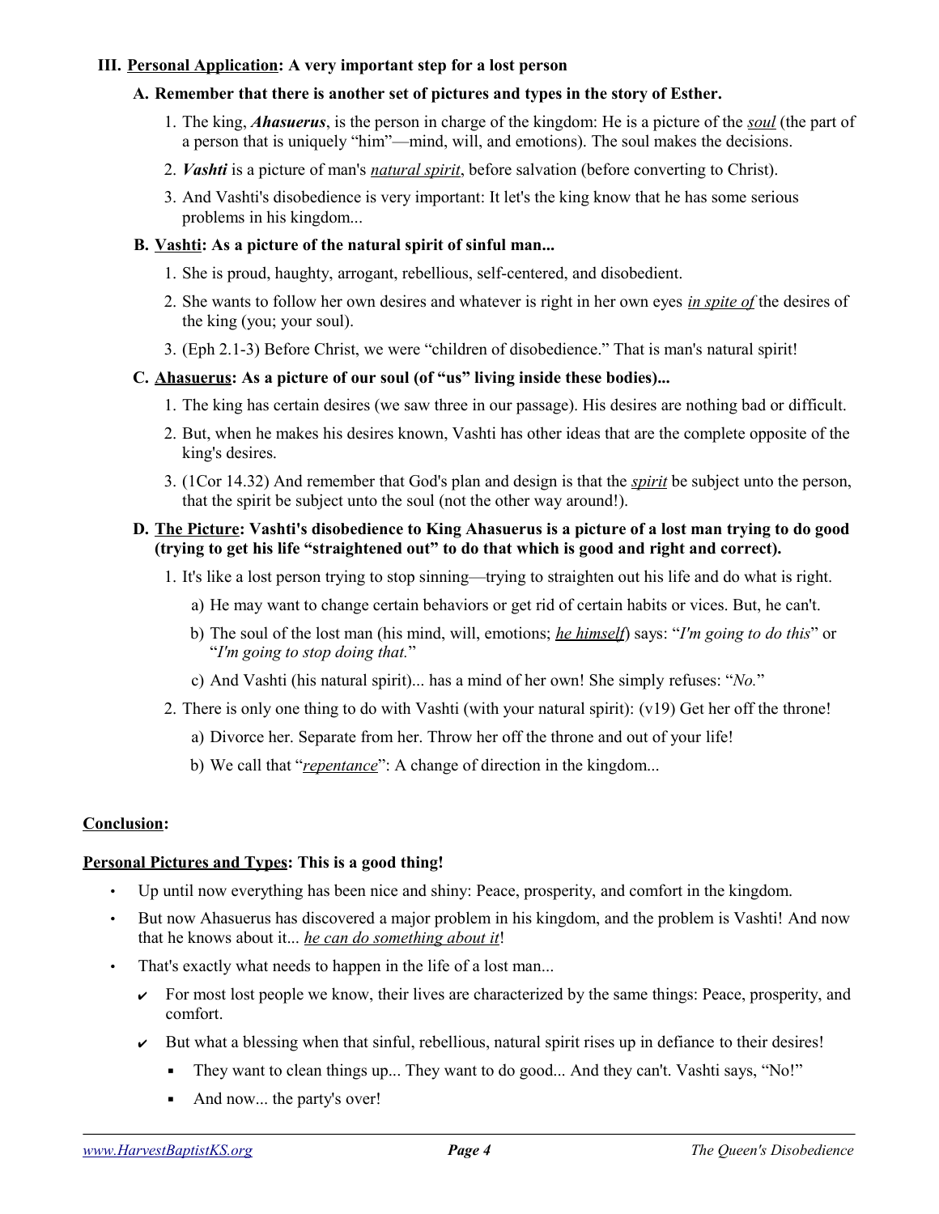### III. <u>Personal Application</u>: A very important step for a lost person

#### A. Remember that there is another set of pictures and types in the story of Esther.

1. The king, ***Ahasuerus***, is the person in charge of the kingdom: He is a picture of the <u>*soul*</u> (the part of a person that is uniquely "him"—mind, will, and emotions). The soul makes the decisions.
2. ***Vashti*** is a picture of man's <u>*natural spirit*</u>, before salvation (before converting to Christ).
3. And Vashti's disobedience is very important: It let's the king know that he has some serious problems in his kingdom...

#### B. <u>Vashti</u>: As a picture of the natural spirit of sinful man...

1. She is proud, haughty, arrogant, rebellious, self-centered, and disobedient.
2. She wants to follow her own desires and whatever is right in her own eyes <u>*in spite of*</u> the desires of the king (you; your soul).
3. (Eph 2.1-3) Before Christ, we were "children of disobedience." That is man's natural spirit!

#### C. <u>Ahasuerus</u>: As a picture of our soul (of "us" living inside these bodies)...

1. The king has certain desires (we saw three in our passage). His desires are nothing bad or difficult.
2. But, when he makes his desires known, Vashti has other ideas that are the complete opposite of the king's desires.
3. (1Cor 14.32) And remember that God's plan and design is that the <u>*spirit*</u> be subject unto the person, that the spirit be subject unto the soul (not the other way around!).

#### D. <u>The Picture</u>: Vashti's disobedience to King Ahasuerus is a picture of a lost man trying to do good (trying to get his life "straightened out" to do that which is good and right and correct).

1. It's like a lost person trying to stop sinning—trying to straighten out his life and do what is right.
   a) He may want to change certain behaviors or get rid of certain habits or vices. But, he can't.
   b) The soul of the lost man (his mind, will, emotions; <u>*he himself*</u>) says: "*I'm going to do this*" or "*I'm going to stop doing that.*"
   c) And Vashti (his natural spirit)... has a mind of her own! She simply refuses: "*No.*"
2. There is only one thing to do with Vashti (with your natural spirit): (v19) Get her off the throne!
   a) Divorce her. Separate from her. Throw her off the throne and out of your life!
   b) We call that "<u>*repentance*</u>": A change of direction in the kingdom...

## <u>Conclusion</u>:

### <u>Personal Pictures and Types</u>: This is a good thing!

- Up until now everything has been nice and shiny: Peace, prosperity, and comfort in the kingdom.
- But now Ahasuerus has discovered a major problem in his kingdom, and the problem is Vashti! And now that he knows about it... <u>*he can do something about it*</u>!
- That's exactly what needs to happen in the life of a lost man...
  - ✔ For most lost people we know, their lives are characterized by the same things: Peace, prosperity, and comfort.
  - ✔ But what a blessing when that sinful, rebellious, natural spirit rises up in defiance to their desires!
    - They want to clean things up... They want to do good... And they can't. Vashti says, "No!"
    - And now... the party's over!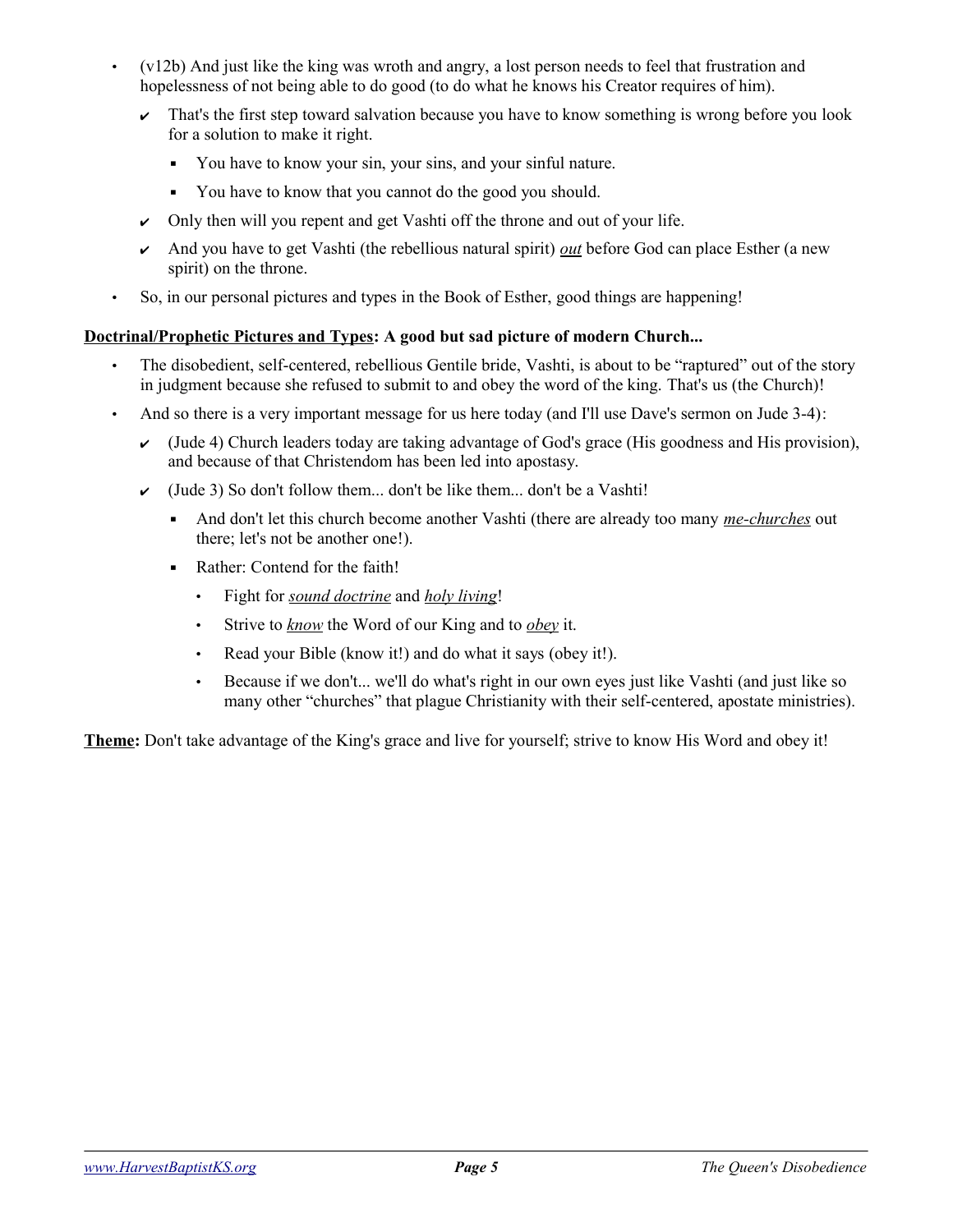- (v12b) And just like the king was wroth and angry, a lost person needs to feel that frustration and hopelessness of not being able to do good (to do what he knows his Creator requires of him).
  - ✔ That's the first step toward salvation because you have to know something is wrong before you look for a solution to make it right.
    - You have to know your sin, your sins, and your sinful nature.
    - You have to know that you cannot do the good you should.
  - ✔ Only then will you repent and get Vashti off the throne and out of your life.
  - ✔ And you have to get Vashti (the rebellious natural spirit) ***out*** before God can place Esther (a new spirit) on the throne.
- So, in our personal pictures and types in the Book of Esther, good things are happening!

**Doctrinal/Prophetic Pictures and Types: A good but sad picture of modern Church...**

- The disobedient, self-centered, rebellious Gentile bride, Vashti, is about to be "raptured" out of the story in judgment because she refused to submit to and obey the word of the king. That's us (the Church)!
- And so there is a very important message for us here today (and I'll use Dave's sermon on Jude 3-4):
  - ✔ (Jude 4) Church leaders today are taking advantage of God's grace (His goodness and His provision), and because of that Christendom has been led into apostasy.
  - ✔ (Jude 3) So don't follow them... don't be like them... don't be a Vashti!
    - And don't let this church become another Vashti (there are already too many ***me-churches*** out there; let's not be another one!).
    - Rather: Contend for the faith!
      - Fight for ***sound doctrine*** and ***holy living***!
      - Strive to ***know*** the Word of our King and to ***obey*** it.
      - Read your Bible (know it!) and do what it says (obey it!).
      - Because if we don't... we'll do what's right in our own eyes just like Vashti (and just like so many other "churches" that plague Christianity with their self-centered, apostate ministries).

**Theme:** Don't take advantage of the King's grace and live for yourself; strive to know His Word and obey it!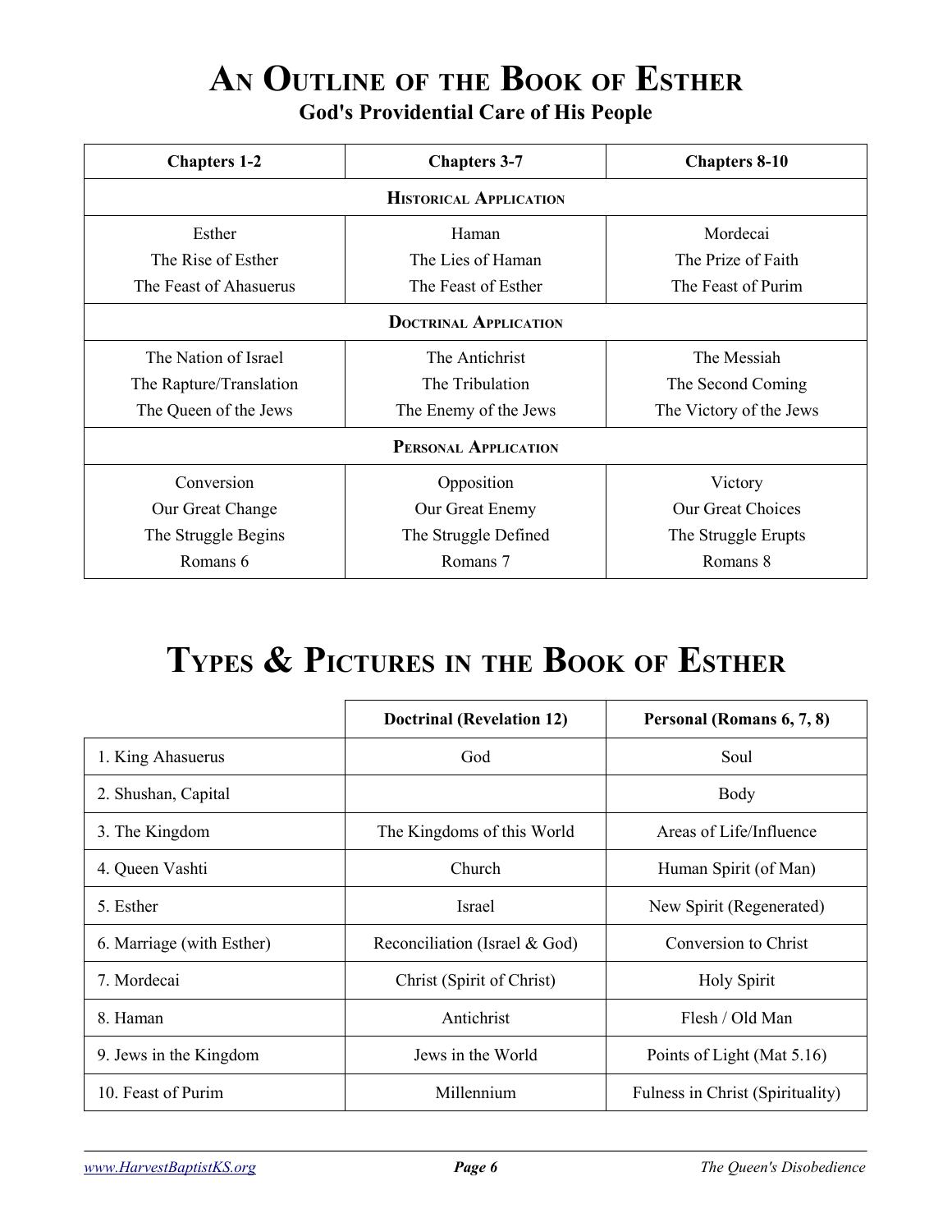# An Outline of the Book of Esther

## God's Providential Care of His People

| Chapters 1-2 | Chapters 3-7 | Chapters 8-10 |
|---|---|---|
| **Historical Application** | | |
| Esther<br>The Rise of Esther<br>The Feast of Ahasuerus | Haman<br>The Lies of Haman<br>The Feast of Esther | Mordecai<br>The Prize of Faith<br>The Feast of Purim |
| **Doctrinal Application** | | |
| The Nation of Israel<br>The Rapture/Translation<br>The Queen of the Jews | The Antichrist<br>The Tribulation<br>The Enemy of the Jews | The Messiah<br>The Second Coming<br>The Victory of the Jews |
| **Personal Application** | | |
| Conversion<br>Our Great Change<br>The Struggle Begins<br>Romans 6 | Opposition<br>Our Great Enemy<br>The Struggle Defined<br>Romans 7 | Victory<br>Our Great Choices<br>The Struggle Erupts<br>Romans 8 |

# Types & Pictures in the Book of Esther

| | Doctrinal (Revelation 12) | Personal (Romans 6, 7, 8) |
|---|---|---|
| 1. King Ahasuerus | God | Soul |
| 2. Shushan, Capital | | Body |
| 3. The Kingdom | The Kingdoms of this World | Areas of Life/Influence |
| 4. Queen Vashti | Church | Human Spirit (of Man) |
| 5. Esther | Israel | New Spirit (Regenerated) |
| 6. Marriage (with Esther) | Reconciliation (Israel & God) | Conversion to Christ |
| 7. Mordecai | Christ (Spirit of Christ) | Holy Spirit |
| 8. Haman | Antichrist | Flesh / Old Man |
| 9. Jews in the Kingdom | Jews in the World | Points of Light (Mat 5.16) |
| 10. Feast of Purim | Millennium | Fulness in Christ (Spirituality) |